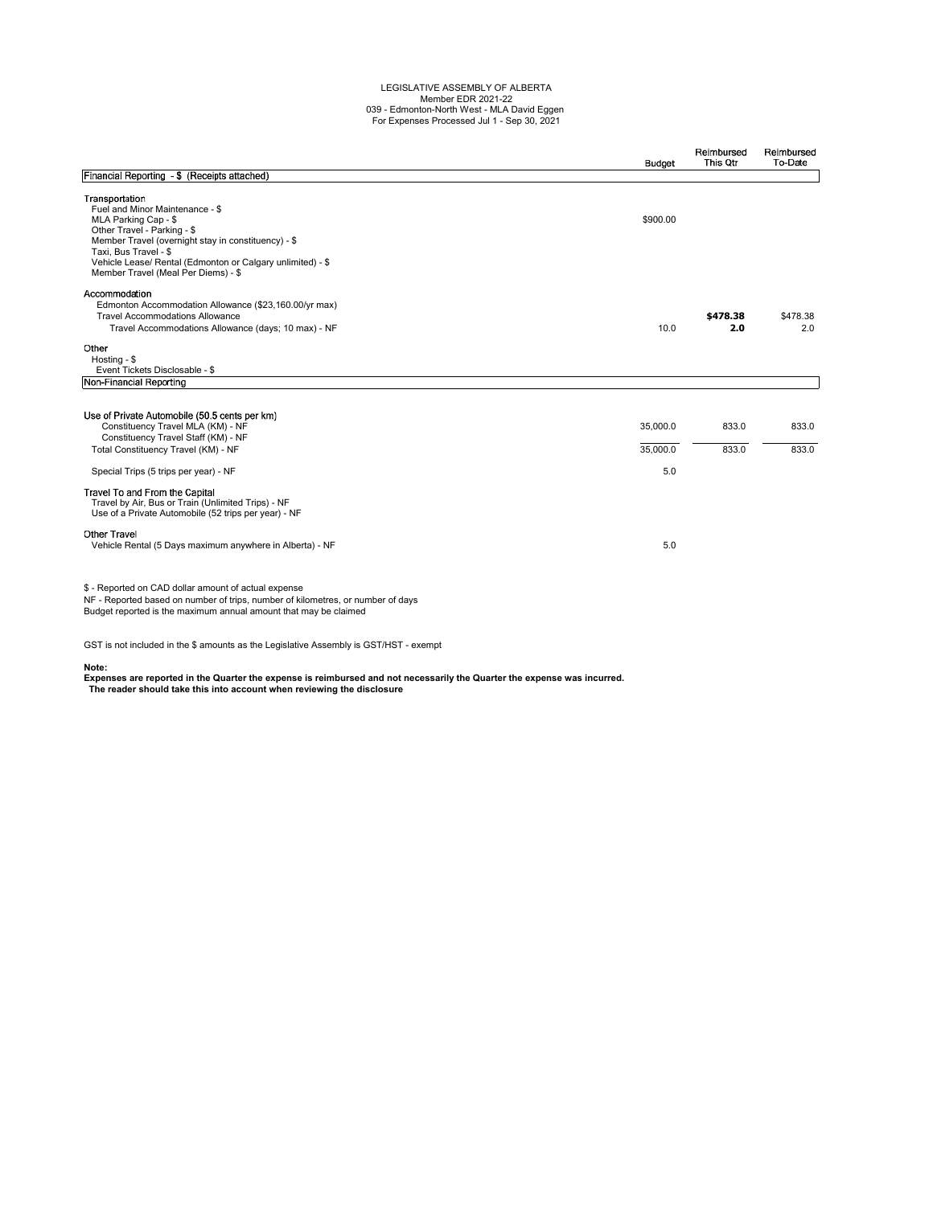LEGISLATIVE ASSEMBLY OF ALBERTA
Member EDR 2021-22
039 - Edmonton-North West - MLA David Eggen
For Expenses Processed Jul 1 - Sep 30, 2021

| | Budget | Reimbursed This Qtr | Reimbursed To-Date |
|---|---|---|---|
| **Financial Reporting - $ (Receipts attached)** | | | |
| **Transportation** | | | |
| Fuel and Minor Maintenance - $ | | | |
| MLA Parking Cap - $ | $900.00 | | |
| Other Travel - Parking - $ | | | |
| Member Travel (overnight stay in constituency) - $ | | | |
| Taxi, Bus Travel - $ | | | |
| Vehicle Lease/ Rental (Edmonton or Calgary unlimited) - $ | | | |
| Member Travel (Meal Per Diems) - $ | | | |
| **Accommodation** | | | |
| Edmonton Accommodation Allowance ($23,160.00/yr max) | | | |
| Travel Accommodations Allowance | | **$478.38** | $478.38 |
| Travel Accommodations Allowance (days; 10 max) - NF | 10.0 | **2.0** | 2.0 |
| **Other** | | | |
| Hosting - $ | | | |
| Event Tickets Disclosable - $ | | | |
| **Non-Financial Reporting** | | | |
| **Use of Private Automobile (50.5 cents per km)** | | | |
| Constituency Travel MLA (KM) - NF | 35,000.0 | 833.0 | 833.0 |
| Constituency Travel Staff (KM) - NF | | | |
| Total Constituency Travel (KM) - NF | 35,000.0 | 833.0 | 833.0 |
| Special Trips (5 trips per year) - NF | 5.0 | | |
| **Travel To and From the Capital** | | | |
| Travel by Air, Bus or Train (Unlimited Trips) - NF | | | |
| Use of a Private Automobile (52 trips per year) - NF | | | |
| **Other Travel** | | | |
| Vehicle Rental (5 Days maximum anywhere in Alberta) - NF | 5.0 | | |

$ - Reported on CAD dollar amount of actual expense
NF - Reported based on number of trips, number of kilometres, or number of days
Budget reported is the maximum annual amount that may be claimed

GST is not included in the $ amounts as the Legislative Assembly is GST/HST - exempt

**Note:**
**Expenses are reported in the Quarter the expense is reimbursed and not necessarily the Quarter the expense was incurred.**
**The reader should take this into account when reviewing the disclosure**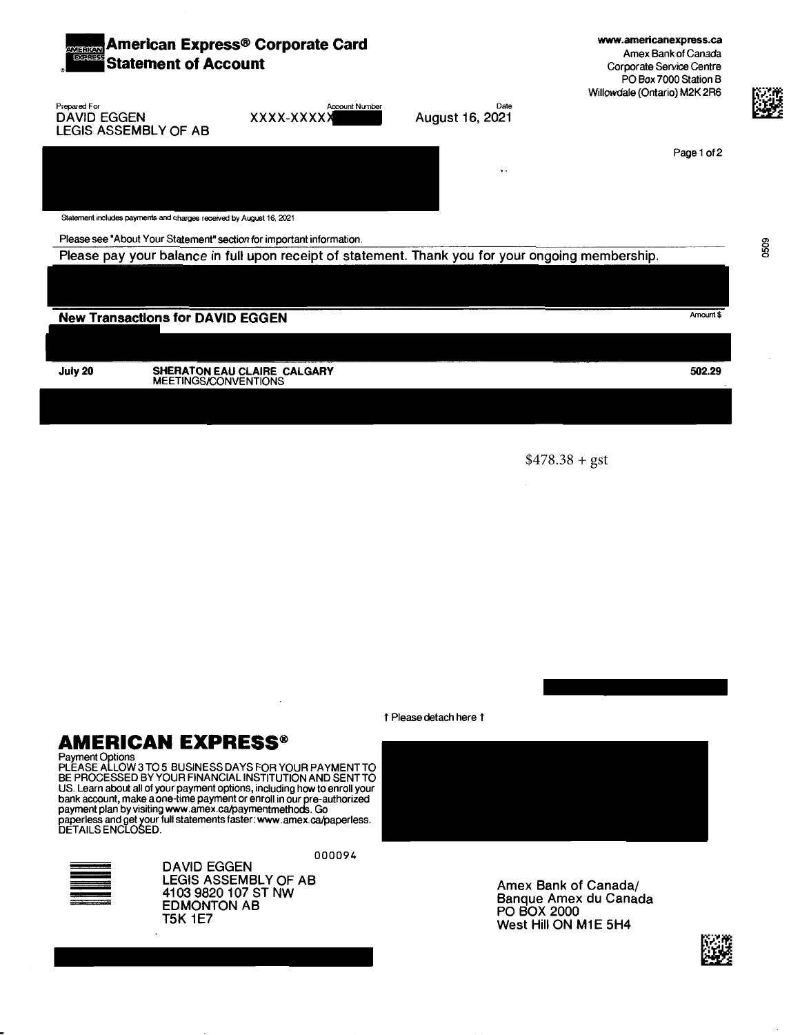# American Express® Corporate Card Statement of Account

www.americanexpress.ca
Amex Bank of Canada
Corporate Service Centre
PO Box 7000 Station B
Willowdale (Ontario) M2K 2R6

| Prepared For | Account Number | Date |
|---|---|---|
| DAVID EGGEN<br>LEGIS ASSEMBLY OF AB | XXXX-XXXXX | August 16, 2021 |

Statement includes payments and charges received by August 16, 2021

Please see "About Your Statement" section for important information.

Please pay your balance in full upon receipt of statement. Thank you for your ongoing membership.

## New Transactions for DAVID EGGEN

| | | Amount $ |
|---|---|---|
| July 20 | SHERATON EAU CLAIRE CALGARY<br>MEETINGS/CONVENTIONS | 502.29 |

$478.38 + gst

↑ Please detach here ↑

## AMERICAN EXPRESS®

Payment Options
PLEASE ALLOW 3 TO 5 BUSINESS DAYS FOR YOUR PAYMENT TO BE PROCESSED BY YOUR FINANCIAL INSTITUTION AND SENT TO US. Learn about all of your payment options, including how to enroll your bank account, make a one-time payment or enroll in our pre-authorized payment plan by visiting www.amex.ca/paymentmethods. Go paperless and get your full statements faster: www.amex.ca/paperless. DETAILS ENCLOSED.

000094

DAVID EGGEN
LEGIS ASSEMBLY OF AB
4103 9820 107 ST NW
EDMONTON AB
T5K 1E7

Amex Bank of Canada/
Banque Amex du Canada
PO BOX 2000
West Hill ON M1E 5H4